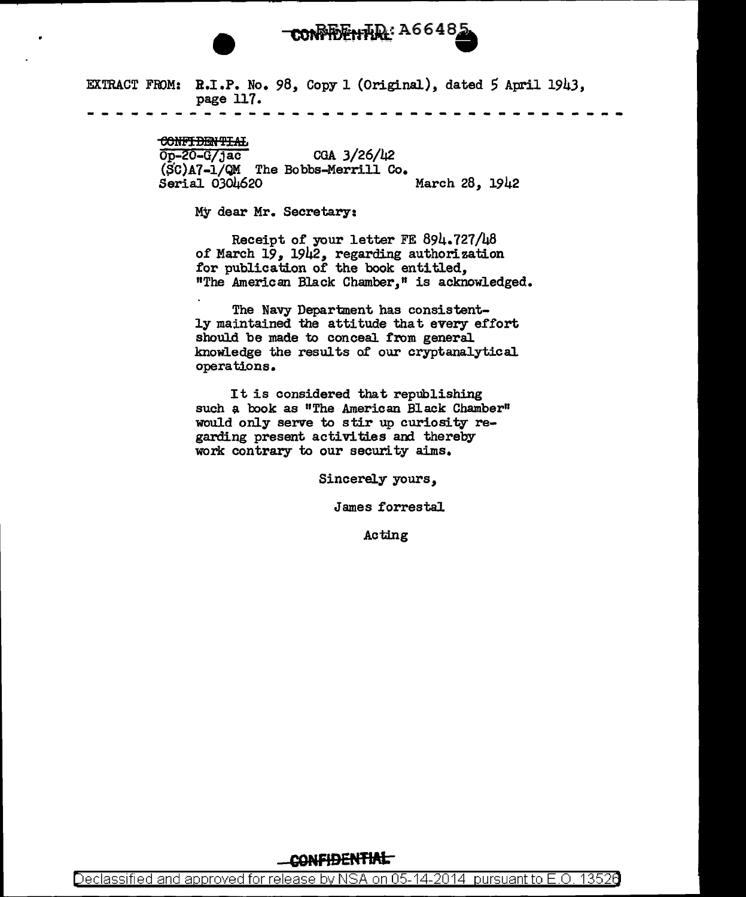REF ID: A66485

CONFIDENTIAL

EXTRACT FROM: R.I.P. No. 98, Copy 1 (Original), dated 5 April 1943, page 117.

- - - - - - - - - - - - - - - - - - - - - - - - - - - - - - - - - - - -

~~CONFIDENTIAL~~

Op-20-G/jac  CGA 3/26/42
(SC)A7-1/QM The Bobbs-Merrill Co.
Serial 0304620  March 28, 1942

My dear Mr. Secretary:

Receipt of your letter FE 894.727/48 of March 19, 1942, regarding authorization for publication of the book entitled, "The American Black Chamber," is acknowledged.

The Navy Department has consistently maintained the attitude that every effort should be made to conceal from general knowledge the results of our cryptanalytical operations.

It is considered that republishing such a book as "The American Black Chamber" would only serve to stir up curiosity regarding present activities and thereby work contrary to our security aims.

Sincerely yours,

James forrestal

Acting

CONFIDENTIAL

Declassified and approved for release by NSA on 05-14-2014 pursuant to E.O. 13526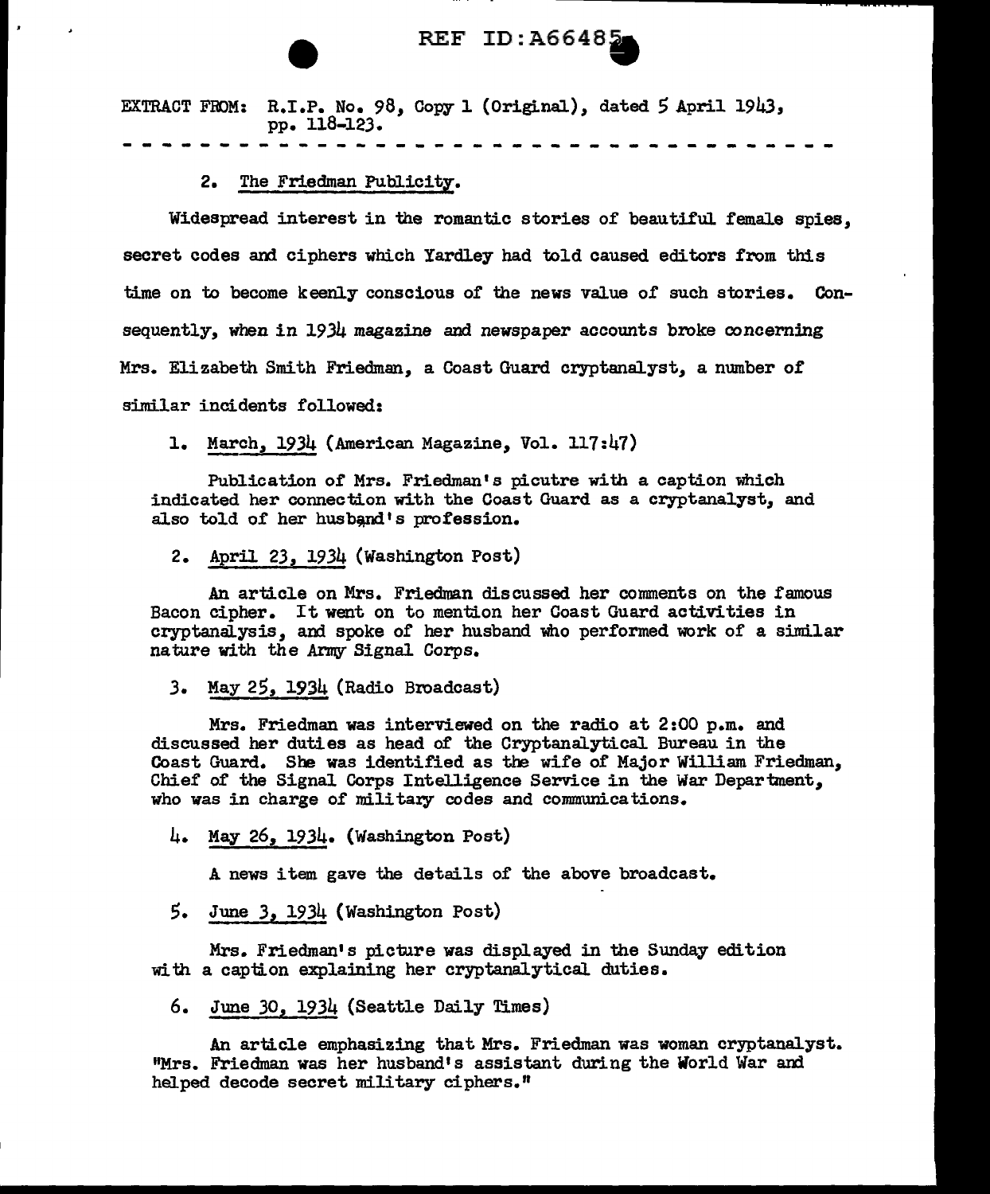REF ID:A66485

EXTRACT FROM: R.I.P. No. 98, Copy 1 (Original), dated 5 April 1943, pp. 118-123.

- - - - - - - - - - - - - - - - - - - - - - - - - - - - - - - - - - - -

2. The Friedman Publicity.

Widespread interest in the romantic stories of beautiful female spies, secret codes and ciphers which Yardley had told caused editors from this time on to become keenly conscious of the news value of such stories. Consequently, when in 1934 magazine and newspaper accounts broke concerning Mrs. Elizabeth Smith Friedman, a Coast Guard cryptanalyst, a number of similar incidents followed:

1. March, 1934 (American Magazine, Vol. 117:47)

   Publication of Mrs. Friedman's picutre with a caption which indicated her connection with the Coast Guard as a cryptanalyst, and also told of her husband's profession.

2. April 23, 1934 (Washington Post)

   An article on Mrs. Friedman discussed her comments on the famous Bacon cipher. It went on to mention her Coast Guard activities in cryptanalysis, and spoke of her husband who performed work of a similar nature with the Army Signal Corps.

3. May 25, 1934 (Radio Broadcast)

   Mrs. Friedman was interviewed on the radio at 2:00 p.m. and discussed her duties as head of the Cryptanalytical Bureau in the Coast Guard. She was identified as the wife of Major William Friedman, Chief of the Signal Corps Intelligence Service in the War Department, who was in charge of military codes and communications.

4. May 26, 1934. (Washington Post)

   A news item gave the details of the above broadcast.

5. June 3, 1934 (Washington Post)

   Mrs. Friedman's picture was displayed in the Sunday edition with a caption explaining her cryptanalytical duties.

6. June 30, 1934 (Seattle Daily Times)

   An article emphasizing that Mrs. Friedman was woman cryptanalyst. "Mrs. Friedman was her husband's assistant during the World War and helped decode secret military ciphers."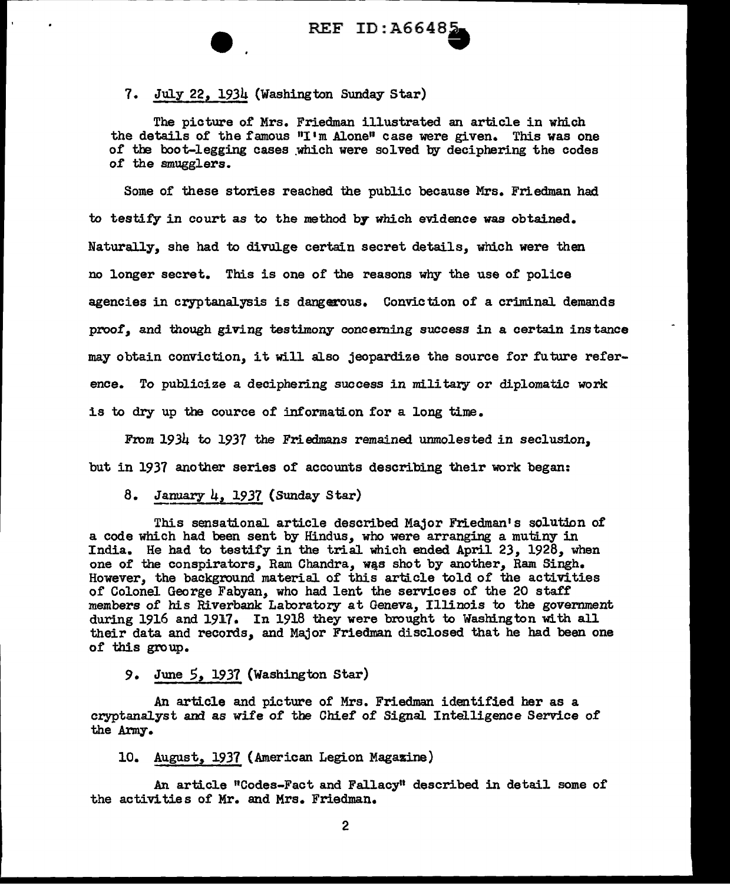7. July 22, 1934 (Washington Sunday Star)

The picture of Mrs. Friedman illustrated an article in which the details of the famous "I'm Alone" case were given. This was one of the boot-legging cases which were solved by deciphering the codes of the smugglers.

Some of these stories reached the public because Mrs. Friedman had to testify in court as to the method by which evidence was obtained. Naturally, she had to divulge certain secret details, which were then no longer secret. This is one of the reasons why the use of police agencies in cryptanalysis is dangerous. Conviction of a criminal demands proof, and though giving testimony concerning success in a certain instance may obtain conviction, it will also jeopardize the source for future reference. To publicize a deciphering success in military or diplomatic work is to dry up the cource of information for a long time.

From 1934 to 1937 the Friedmans remained unmolested in seclusion, but in 1937 another series of accounts describing their work began:

8. January 4, 1937 (Sunday Star)

This sensational article described Major Friedman's solution of a code which had been sent by Hindus, who were arranging a mutiny in India. He had to testify in the trial which ended April 23, 1928, when one of the conspirators, Ram Chandra, was shot by another, Ram Singh. However, the background material of this article told of the activities of Colonel George Fabyan, who had lent the services of the 20 staff members of his Riverbank Laboratory at Geneva, Illinois to the government during 1916 and 1917. In 1918 they were brought to Washington with all their data and records, and Major Friedman disclosed that he had been one of this group.

9. June 5, 1937 (Washington Star)

An article and picture of Mrs. Friedman identified her as a cryptanalyst and as wife of the Chief of Signal Intelligence Service of the Army.

10. August, 1937 (American Legion Magazine)

An article "Codes-Fact and Fallacy" described in detail some of the activities of Mr. and Mrs. Friedman.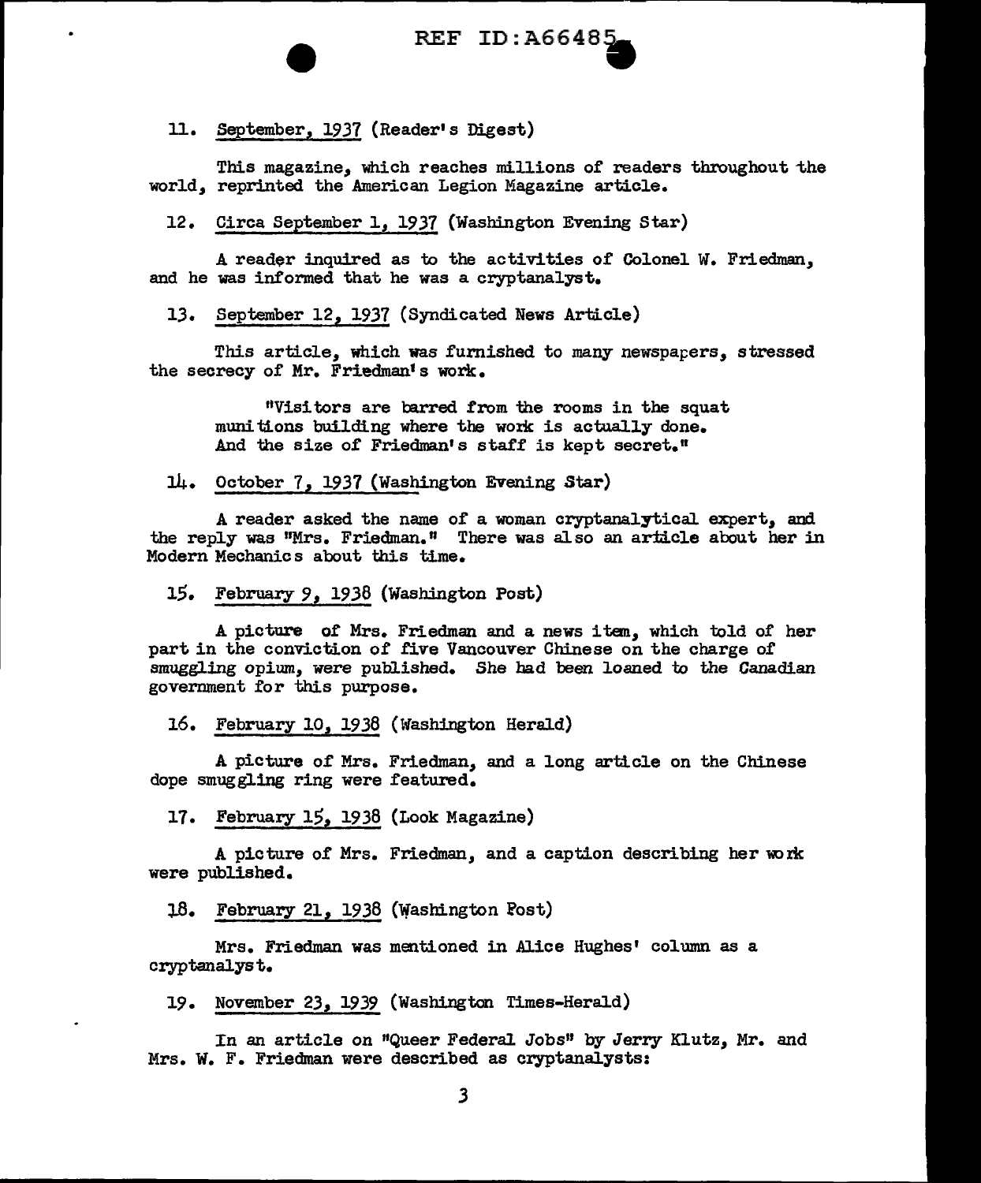11. September, 1937 (Reader's Digest)

This magazine, which reaches millions of readers throughout the world, reprinted the American Legion Magazine article.

12. Circa September 1, 1937 (Washington Evening Star)

A reader inquired as to the activities of Colonel W. Friedman, and he was informed that he was a cryptanalyst.

13. September 12, 1937 (Syndicated News Article)

This article, which was furnished to many newspapers, stressed the secrecy of Mr. Friedman's work.

> "Visitors are barred from the rooms in the squat munitions building where the work is actually done. And the size of Friedman's staff is kept secret."

14. October 7, 1937 (Washington Evening Star)

A reader asked the name of a woman cryptanalytical expert, and the reply was "Mrs. Friedman." There was also an article about her in Modern Mechanics about this time.

15. February 9, 1938 (Washington Post)

A picture of Mrs. Friedman and a news item, which told of her part in the conviction of five Vancouver Chinese on the charge of smuggling opium, were published. She had been loaned to the Canadian government for this purpose.

16. February 10, 1938 (Washington Herald)

A picture of Mrs. Friedman, and a long article on the Chinese dope smuggling ring were featured.

17. February 15, 1938 (Look Magazine)

A picture of Mrs. Friedman, and a caption describing her work were published.

18. February 21, 1938 (Washington Post)

Mrs. Friedman was mentioned in Alice Hughes' column as a cryptanalyst.

19. November 23, 1939 (Washington Times-Herald)

In an article on "Queer Federal Jobs" by Jerry Klutz, Mr. and Mrs. W. F. Friedman were described as cryptanalysts: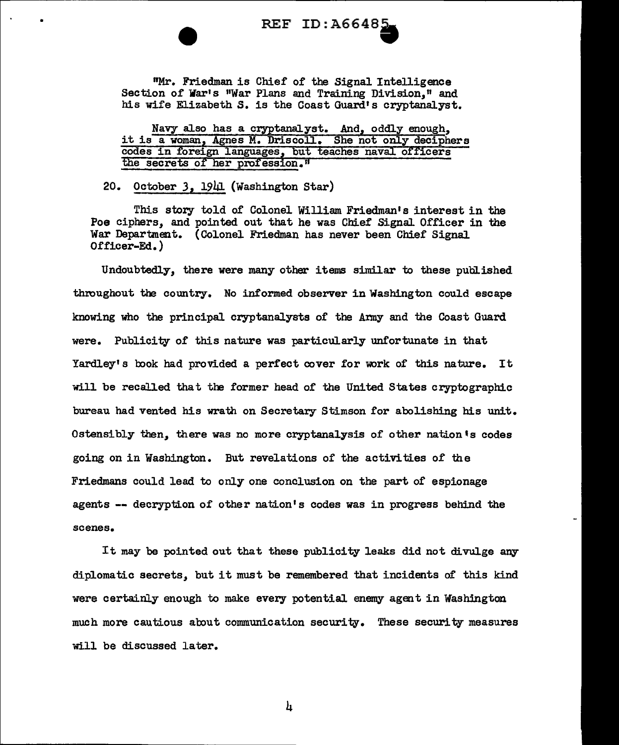"Mr. Friedman is Chief of the Signal Intelligence Section of War's "War Plans and Training Division," and his wife Elizabeth S. is the Coast Guard's cryptanalyst.

Navy also has a cryptanalyst. And, oddly enough, it is a woman, Agnes M. Driscoll. She not only deciphers codes in foreign languages, but teaches naval officers the secrets of her profession."

20. October 3, 1941 (Washington Star)

This story told of Colonel William Friedman's interest in the Poe ciphers, and pointed out that he was Chief Signal Officer in the War Department. (Colonel Friedman has never been Chief Signal Officer-Ed.)

Undoubtedly, there were many other items similar to these published throughout the country. No informed observer in Washington could escape knowing who the principal cryptanalysts of the Army and the Coast Guard were. Publicity of this nature was particularly unfortunate in that Yardley's book had provided a perfect cover for work of this nature. It will be recalled that the former head of the United States cryptographic bureau had vented his wrath on Secretary Stimson for abolishing his unit. Ostensibly then, there was no more cryptanalysis of other nation's codes going on in Washington. But revelations of the activities of the Friedmans could lead to only one conclusion on the part of espionage agents -- decryption of other nation's codes was in progress behind the scenes.

It may be pointed out that these publicity leaks did not divulge any diplomatic secrets, but it must be remembered that incidents of this kind were certainly enough to make every potential enemy agent in Washington much more cautious about communication security. These security measures will be discussed later.